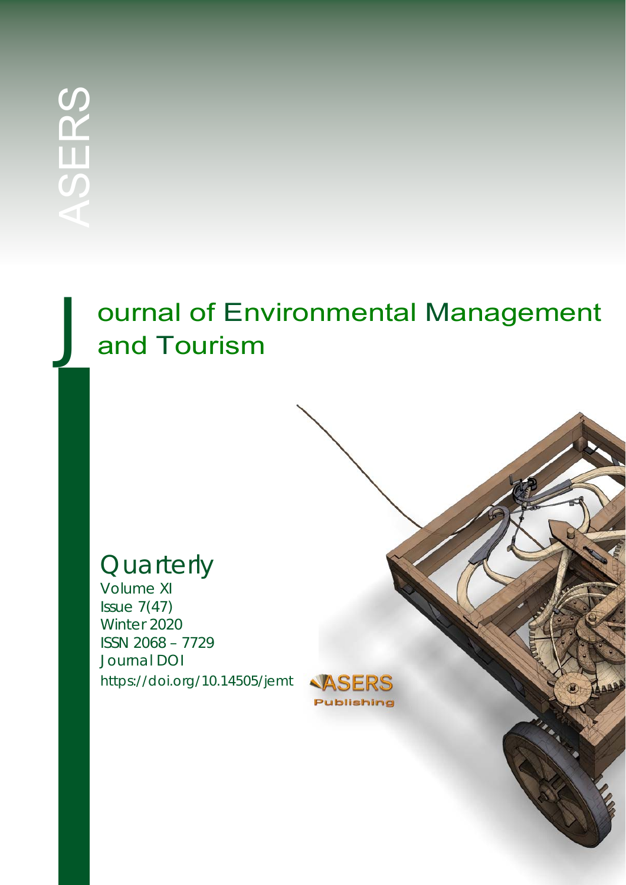ASERS

# Journal of Environmental Management and Tourism

Quarterly

Volume XI
Issue 7(47)
Winter 2020
ISSN 2068 – 7729
Journal DOI
https://doi.org/10.14505/jemt

ASERS Publishing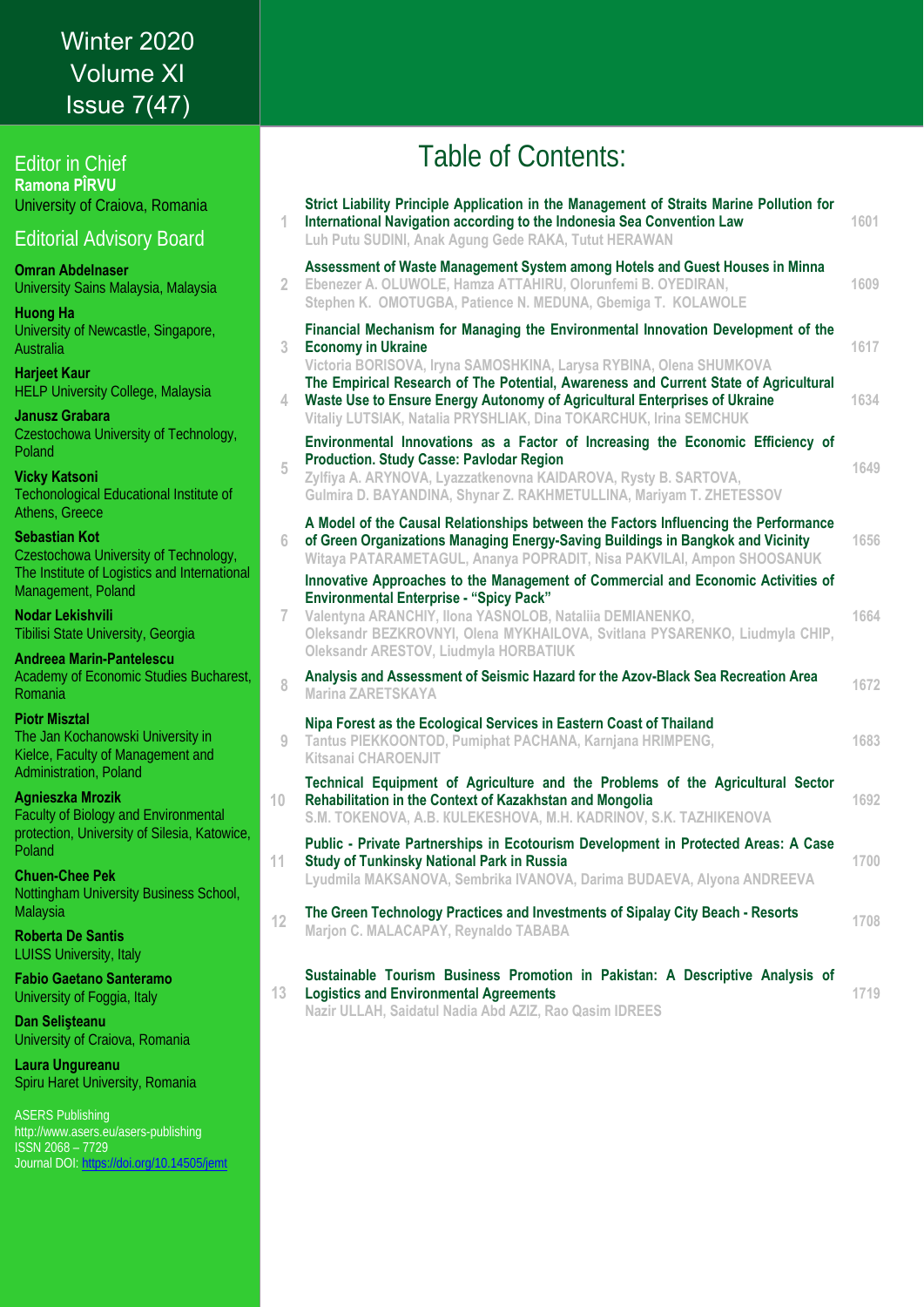Winter 2020
Volume XI
Issue 7(47)

## Editor in Chief

**Ramona PÎRVU**
University of Craiova, Romania

## Editorial Advisory Board

**Omran Abdelnaser**
University Sains Malaysia, Malaysia

**Huong Ha**
University of Newcastle, Singapore, Australia

**Harjeet Kaur**
HELP University College, Malaysia

**Janusz Grabara**
Czestochowa University of Technology, Poland

**Vicky Katsoni**
Techonological Educational Institute of Athens, Greece

**Sebastian Kot**
Czestochowa University of Technology, The Institute of Logistics and International Management, Poland

**Nodar Lekishvili**
Tibilisi State University, Georgia

**Andreea Marin-Pantelescu**
Academy of Economic Studies Bucharest, Romania

**Piotr Misztal**
The Jan Kochanowski University in Kielce, Faculty of Management and Administration, Poland

**Agnieszka Mrozik**
Faculty of Biology and Environmental protection, University of Silesia, Katowice, Poland

**Chuen-Chee Pek**
Nottingham University Business School, Malaysia

**Roberta De Santis**
LUISS University, Italy

**Fabio Gaetano Santeramo**
University of Foggia, Italy

**Dan Selişteanu**
University of Craiova, Romania

**Laura Ungureanu**
Spiru Haret University, Romania

ASERS Publishing
http://www.asers.eu/asers-publishing
ISSN 2068 – 7729
Journal DOI: https://doi.org/10.14505/jemt

# Table of Contents:

| | | |
|---|---|---|
| 1 | **Strict Liability Principle Application in the Management of Straits Marine Pollution for International Navigation according to the Indonesia Sea Convention Law**<br>Luh Putu SUDINI, Anak Agung Gede RAKA, Tutut HERAWAN | 1601 |
| 2 | **Assessment of Waste Management System among Hotels and Guest Houses in Minna**<br>Ebenezer A. OLUWOLE, Hamza ATTAHIRU, Olorunfemi B. OYEDIRAN, Stephen K. OMOTUGBA, Patience N. MEDUNA, Gbemiga T. KOLAWOLE | 1609 |
| 3 | **Financial Mechanism for Managing the Environmental Innovation Development of the Economy in Ukraine**<br>Victoria BORISOVA, Iryna SAMOSHKINA, Larysa RYBINA, Olena SHUMKOVA | 1617 |
| 4 | **The Empirical Research of The Potential, Awareness and Current State of Agricultural Waste Use to Ensure Energy Autonomy of Agricultural Enterprises of Ukraine**<br>Vitaliy LUTSIAK, Natalia PRYSHLIAK, Dina TOKARCHUK, Irina SEMCHUK | 1634 |
| 5 | **Environmental Innovations as a Factor of Increasing the Economic Efficiency of Production. Study Casse: Pavlodar Region**<br>Zylfiya A. ARYNOVA, Lyazzatkenovna KAIDAROVA, Rysty B. SARTOVA, Gulmira D. BAYANDINA, Shynar Z. RAKHMETULLINA, Mariyam T. ZHETESSOV | 1649 |
| 6 | **A Model of the Causal Relationships between the Factors Influencing the Performance of Green Organizations Managing Energy-Saving Buildings in Bangkok and Vicinity**<br>Witaya PATARAMETAGUL, Ananya POPRADIT, Nisa PAKVILAI, Ampon SHOOSANUK | 1656 |
| 7 | **Innovative Approaches to the Management of Commercial and Economic Activities of Environmental Enterprise - "Spicy Pack"**<br>Valentyna ARANCHIY, Ilona YASNOLOB, Nataliia DEMIANENKO, Oleksandr BEZKROVNYI, Olena MYKHAILOVA, Svitlana PYSARENKO, Liudmyla CHIP, Oleksandr ARESTOV, Liudmyla HORBATIUK | 1664 |
| 8 | **Analysis and Assessment of Seismic Hazard for the Azov-Black Sea Recreation Area**<br>Marina ZARETSKAYA | 1672 |
| 9 | **Nipa Forest as the Ecological Services in Eastern Coast of Thailand**<br>Tantus PIEKKOONTOD, Pumiphat PACHANA, Karnjana HRIMPENG, Kitsanai CHAROENJIT | 1683 |
| 10 | **Technical Equipment of Agriculture and the Problems of the Agricultural Sector Rehabilitation in the Context of Kazakhstan and Mongolia**<br>S.M. TOKENOVA, A.B. KULEKESHOVA, M.H. KADRINOV, S.K. TAZHIKENOVA | 1692 |
| 11 | **Public - Private Partnerships in Ecotourism Development in Protected Areas: A Case Study of Tunkinsky National Park in Russia**<br>Lyudmila MAKSANOVA, Sembrika IVANOVA, Darima BUDAEVA, Alyona ANDREEVA | 1700 |
| 12 | **The Green Technology Practices and Investments of Sipalay City Beach - Resorts**<br>Marjon C. MALACAPAY, Reynaldo TABABA | 1708 |
| 13 | **Sustainable Tourism Business Promotion in Pakistan: A Descriptive Analysis of Logistics and Environmental Agreements**<br>Nazir ULLAH, Saidatul Nadia Abd AZIZ, Rao Qasim IDREES | 1719 |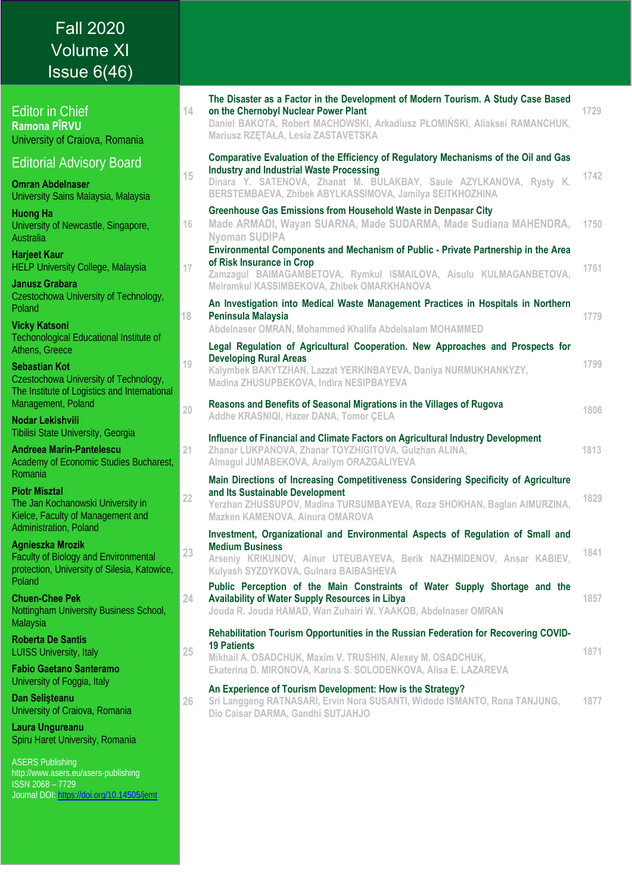# Fall 2020 Volume XI Issue 6(46)

**Editor in Chief**
**Ramona PÎRVU**
University of Craiova, Romania

**Editorial Advisory Board**

**Omran Abdelnaser**
University Sains Malaysia, Malaysia

**Huong Ha**
University of Newcastle, Singapore, Australia

**Harjeet Kaur**
HELP University College, Malaysia

**Janusz Grabara**
Czestochowa University of Technology, Poland

**Vicky Katsoni**
Techonological Educational Institute of Athens, Greece

**Sebastian Kot**
Czestochowa University of Technology, The Institute of Logistics and International Management, Poland

**Nodar Lekishvili**
Tibilisi State University, Georgia

**Andreea Marin-Pantelescu**
Academy of Economic Studies Bucharest, Romania

**Piotr Misztal**
The Jan Kochanowski University in Kielce, Faculty of Management and Administration, Poland

**Agnieszka Mrozik**
Faculty of Biology and Environmental protection, University of Silesia, Katowice, Poland

**Chuen-Chee Pek**
Nottingham University Business School, Malaysia

**Roberta De Santis**
LUISS University, Italy

**Fabio Gaetano Santeramo**
University of Foggia, Italy

**Dan Selişteanu**
University of Craiova, Romania

**Laura Ungureanu**
Spiru Haret University, Romania

ASERS Publishing
http://www.asers.eu/asers-publishing
ISSN 2068 – 7729
Journal DOI: https://doi.org/10.14505/jemt

| | | |
|---|---|---|
| 14 | **The Disaster as a Factor in the Development of Modern Tourism. A Study Case Based on the Chernobyl Nuclear Power Plant**<br>Daniel BAKOTA, Robert MACHOWSKI, Arkadiusz PŁOMIŃSKI, Aliaksei RAMANCHUK, Mariusz RZĘTAŁA, Lesia ZASTAVETSKA | 1729 |
| 15 | **Comparative Evaluation of the Efficiency of Regulatory Mechanisms of the Oil and Gas Industry and Industrial Waste Processing**<br>Dinara Y. SATENOVA, Zhanat M. BULAKBAY, Saule AZYLKANOVA, Rysty K. BERSTEMBAEVA, Zhibek ABYLKASSIMOVA, Jamilya SEITKHOZHINA | 1742 |
| 16 | **Greenhouse Gas Emissions from Household Waste in Denpasar City**<br>Made ARMADI, Wayan SUARNA, Made SUDARMA, Made Sudiana MAHENDRA, Nyoman SUDIPA | 1750 |
| 17 | **Environmental Components and Mechanism of Public - Private Partnership in the Area of Risk Insurance in Crop**<br>Zamzagul BAIMAGAMBETOVA, Rymkul ISMAILOVA, Aisulu KULMAGANBETOVA, Meiramkul KASSIMBEKOVA, Zhibek OMARKHANOVA | 1761 |
| 18 | **An Investigation into Medical Waste Management Practices in Hospitals in Northern Peninsula Malaysia**<br>Abdelnaser OMRAN, Mohammed Khalifa Abdelsalam MOHAMMED | 1779 |
| 19 | **Legal Regulation of Agricultural Cooperation. New Approaches and Prospects for Developing Rural Areas**<br>Kalymbek BAKYTZHAN, Lazzat YERKINBAYEVA, Daniya NURMUKHANKYZY, Madina ZHUSUPBEKOVA, Indira NESIPBAYEVA | 1799 |
| 20 | **Reasons and Benefits of Seasonal Migrations in the Villages of Rugova**<br>Addhe KRASNIQI, Hazer DANA, Tomor ÇELA | 1806 |
| 21 | **Influence of Financial and Climate Factors on Agricultural Industry Development**<br>Zhanar LUKPANOVA, Zhanar TOYZHIGITOVA, Gulzhan ALINA, Almagul JUMABEKOVA, Arailym ORAZGALIYEVA | 1813 |
| 22 | **Main Directions of Increasing Competitiveness Considering Specificity of Agriculture and Its Sustainable Development**<br>Yerzhan ZHUSSUPOV, Madina TURSUMBAYEVA, Roza SHOKHAN, Baglan AIMURZINA, Mazken KAMENOVA, Ainura OMAROVA | 1829 |
| 23 | **Investment, Organizational and Environmental Aspects of Regulation of Small and Medium Business**<br>Arseniy KRIKUNOV, Ainur UTEUBAYEVA, Berik NAZHMIDENOV, Ansar KABIEV, Kulyash SYZDYKOVA, Gulnara BAIBASHEVA | 1841 |
| 24 | **Public Perception of the Main Constraints of Water Supply Shortage and the Availability of Water Supply Resources in Libya**<br>Jouda R. Jouda HAMAD, Wan Zuhairi W. YAAKOB, Abdelnaser OMRAN | 1857 |
| 25 | **Rehabilitation Tourism Opportunities in the Russian Federation for Recovering COVID-19 Patients**<br>Mikhail A. OSADCHUK, Maxim V. TRUSHIN, Alexey M. OSADCHUK, Ekaterina D. MIRONOVA, Karina S. SOLODENKOVA, Alisa E. LAZAREVA | 1871 |
| 26 | **An Experience of Tourism Development: How is the Strategy?**<br>Sri Langgeng RATNASARI, Ervin Nora SUSANTI, Widodo ISMANTO, Rona TANJUNG, Dio Caisar DARMA, Gandhi SUTJAHJO | 1877 |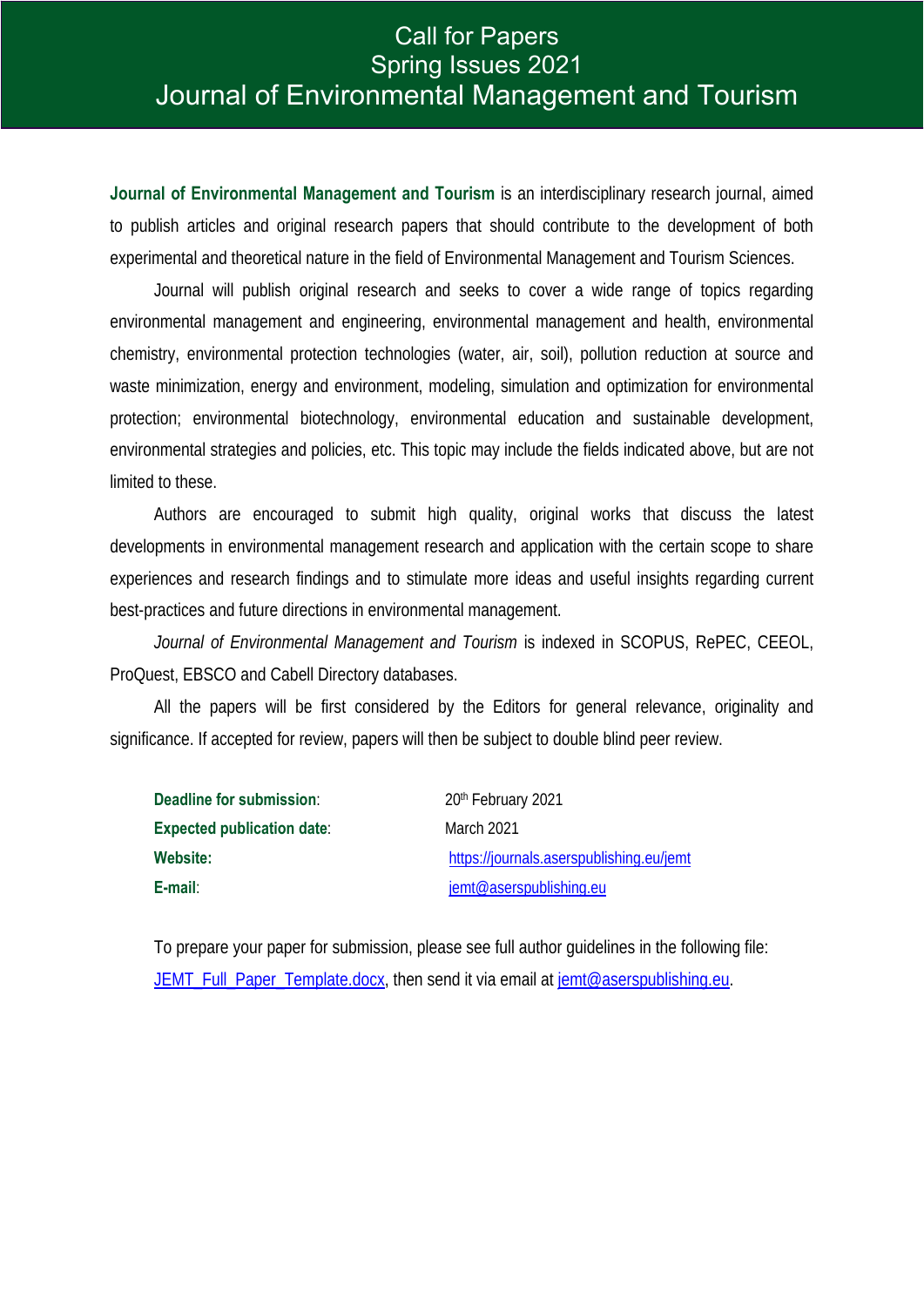# Call for Papers
## Spring Issues 2021
# Journal of Environmental Management and Tourism

**Journal of Environmental Management and Tourism** is an interdisciplinary research journal, aimed to publish articles and original research papers that should contribute to the development of both experimental and theoretical nature in the field of Environmental Management and Tourism Sciences.

Journal will publish original research and seeks to cover a wide range of topics regarding environmental management and engineering, environmental management and health, environmental chemistry, environmental protection technologies (water, air, soil), pollution reduction at source and waste minimization, energy and environment, modeling, simulation and optimization for environmental protection; environmental biotechnology, environmental education and sustainable development, environmental strategies and policies, etc. This topic may include the fields indicated above, but are not limited to these.

Authors are encouraged to submit high quality, original works that discuss the latest developments in environmental management research and application with the certain scope to share experiences and research findings and to stimulate more ideas and useful insights regarding current best-practices and future directions in environmental management.

*Journal of Environmental Management and Tourism* is indexed in SCOPUS, RePEC, CEEOL, ProQuest, EBSCO and Cabell Directory databases.

All the papers will be first considered by the Editors for general relevance, originality and significance. If accepted for review, papers will then be subject to double blind peer review.

**Deadline for submission**: 20th February 2021

**Expected publication date**: March 2021

**Website:** https://journals.aserspublishing.eu/jemt

**E-mail**: jemt@aserspublishing.eu

To prepare your paper for submission, please see full author guidelines in the following file: JEMT_Full_Paper_Template.docx, then send it via email at jemt@aserspublishing.eu.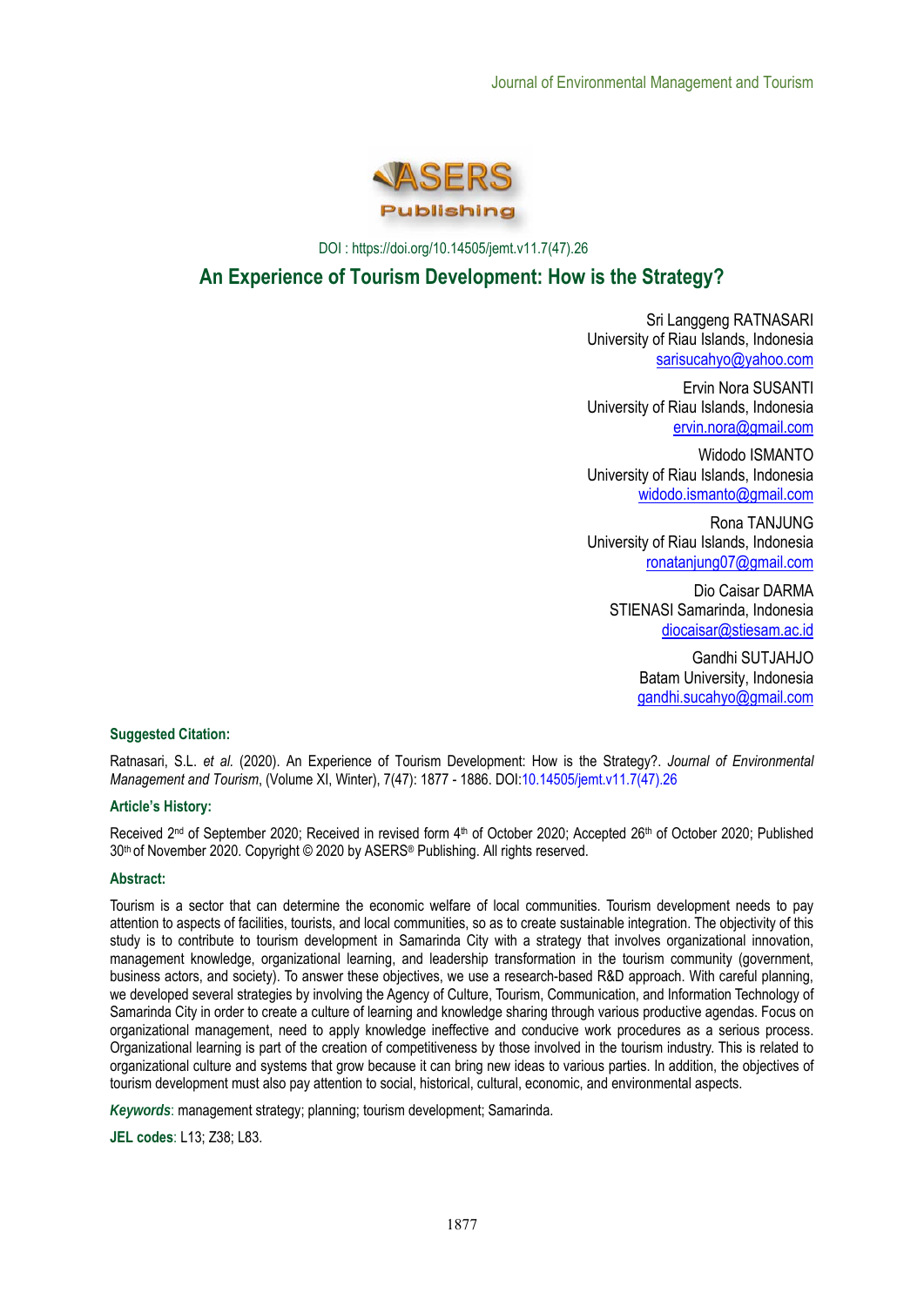DOI : https://doi.org/10.14505/jemt.v11.7(47).26

# An Experience of Tourism Development: How is the Strategy?

Sri Langgeng RATNASARI
University of Riau Islands, Indonesia
sarisucahyo@yahoo.com

Ervin Nora SUSANTI
University of Riau Islands, Indonesia
ervin.nora@gmail.com

Widodo ISMANTO
University of Riau Islands, Indonesia
widodo.ismanto@gmail.com

Rona TANJUNG
University of Riau Islands, Indonesia
ronatanjung07@gmail.com

Dio Caisar DARMA
STIENASI Samarinda, Indonesia
diocaisar@stiesam.ac.id

Gandhi SUTJAHJO
Batam University, Indonesia
gandhi.sucahyo@gmail.com

**Suggested Citation:**

Ratnasari, S.L. *et al.* (2020). An Experience of Tourism Development: How is the Strategy?. *Journal of Environmental Management and Tourism*, (Volume XI, Winter), 7(47): 1877 - 1886. DOI:10.14505/jemt.v11.7(47).26

**Article's History:**

Received 2nd of September 2020; Received in revised form 4th of October 2020; Accepted 26th of October 2020; Published 30th of November 2020. Copyright © 2020 by ASERS® Publishing. All rights reserved.

**Abstract:**

Tourism is a sector that can determine the economic welfare of local communities. Tourism development needs to pay attention to aspects of facilities, tourists, and local communities, so as to create sustainable integration. The objectivity of this study is to contribute to tourism development in Samarinda City with a strategy that involves organizational innovation, management knowledge, organizational learning, and leadership transformation in the tourism community (government, business actors, and society). To answer these objectives, we use a research-based R&D approach. With careful planning, we developed several strategies by involving the Agency of Culture, Tourism, Communication, and Information Technology of Samarinda City in order to create a culture of learning and knowledge sharing through various productive agendas. Focus on organizational management, need to apply knowledge ineffective and conducive work procedures as a serious process. Organizational learning is part of the creation of competitiveness by those involved in the tourism industry. This is related to organizational culture and systems that grow because it can bring new ideas to various parties. In addition, the objectives of tourism development must also pay attention to social, historical, cultural, economic, and environmental aspects.

***Keywords***: management strategy; planning; tourism development; Samarinda.

**JEL codes**: L13; Z38; L83.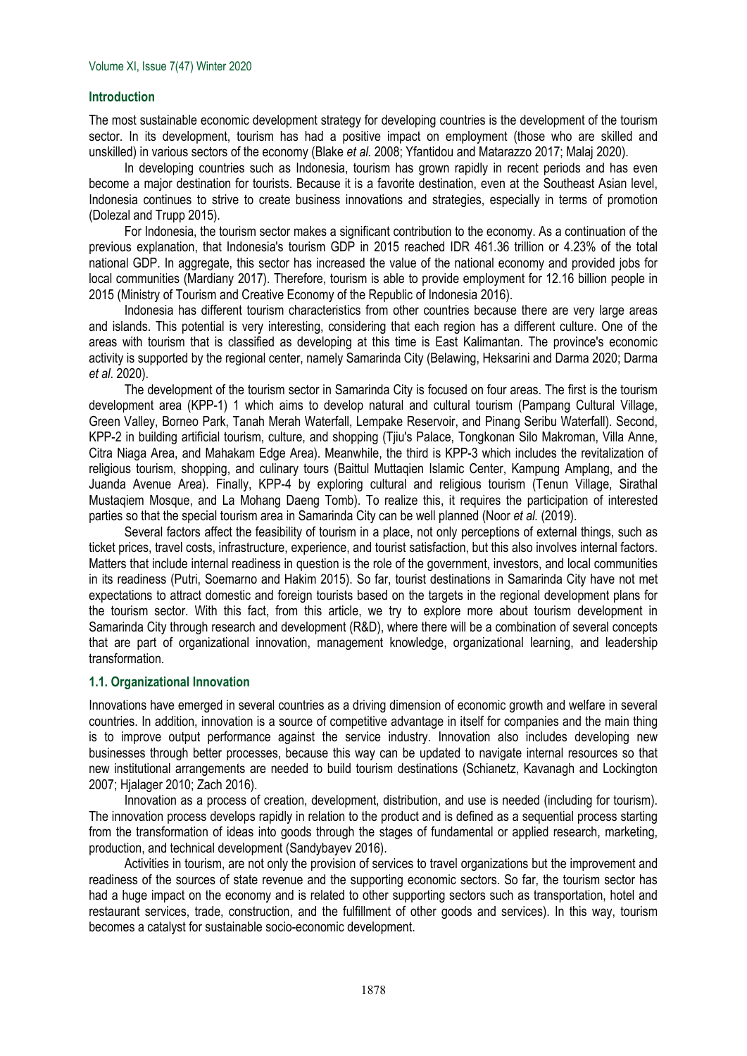## Introduction

The most sustainable economic development strategy for developing countries is the development of the tourism sector. In its development, tourism has had a positive impact on employment (those who are skilled and unskilled) in various sectors of the economy (Blake *et al.* 2008; Yfantidou and Matarazzo 2017; Malaj 2020).

In developing countries such as Indonesia, tourism has grown rapidly in recent periods and has even become a major destination for tourists. Because it is a favorite destination, even at the Southeast Asian level, Indonesia continues to strive to create business innovations and strategies, especially in terms of promotion (Dolezal and Trupp 2015).

For Indonesia, the tourism sector makes a significant contribution to the economy. As a continuation of the previous explanation, that Indonesia's tourism GDP in 2015 reached IDR 461.36 trillion or 4.23% of the total national GDP. In aggregate, this sector has increased the value of the national economy and provided jobs for local communities (Mardiany 2017). Therefore, tourism is able to provide employment for 12.16 billion people in 2015 (Ministry of Tourism and Creative Economy of the Republic of Indonesia 2016).

Indonesia has different tourism characteristics from other countries because there are very large areas and islands. This potential is very interesting, considering that each region has a different culture. One of the areas with tourism that is classified as developing at this time is East Kalimantan. The province's economic activity is supported by the regional center, namely Samarinda City (Belawing, Heksarini and Darma 2020; Darma *et al*. 2020).

The development of the tourism sector in Samarinda City is focused on four areas. The first is the tourism development area (KPP-1) 1 which aims to develop natural and cultural tourism (Pampang Cultural Village, Green Valley, Borneo Park, Tanah Merah Waterfall, Lempake Reservoir, and Pinang Seribu Waterfall). Second, KPP-2 in building artificial tourism, culture, and shopping (Tjiu's Palace, Tongkonan Silo Makroman, Villa Anne, Citra Niaga Area, and Mahakam Edge Area). Meanwhile, the third is KPP-3 which includes the revitalization of religious tourism, shopping, and culinary tours (Baittul Muttaqien Islamic Center, Kampung Amplang, and the Juanda Avenue Area). Finally, KPP-4 by exploring cultural and religious tourism (Tenun Village, Sirathal Mustaqiem Mosque, and La Mohang Daeng Tomb). To realize this, it requires the participation of interested parties so that the special tourism area in Samarinda City can be well planned (Noor *et al.* (2019).

Several factors affect the feasibility of tourism in a place, not only perceptions of external things, such as ticket prices, travel costs, infrastructure, experience, and tourist satisfaction, but this also involves internal factors. Matters that include internal readiness in question is the role of the government, investors, and local communities in its readiness (Putri, Soemarno and Hakim 2015). So far, tourist destinations in Samarinda City have not met expectations to attract domestic and foreign tourists based on the targets in the regional development plans for the tourism sector. With this fact, from this article, we try to explore more about tourism development in Samarinda City through research and development (R&D), where there will be a combination of several concepts that are part of organizational innovation, management knowledge, organizational learning, and leadership transformation.

### 1.1. Organizational Innovation

Innovations have emerged in several countries as a driving dimension of economic growth and welfare in several countries. In addition, innovation is a source of competitive advantage in itself for companies and the main thing is to improve output performance against the service industry. Innovation also includes developing new businesses through better processes, because this way can be updated to navigate internal resources so that new institutional arrangements are needed to build tourism destinations (Schianetz, Kavanagh and Lockington 2007; Hjalager 2010; Zach 2016).

Innovation as a process of creation, development, distribution, and use is needed (including for tourism). The innovation process develops rapidly in relation to the product and is defined as a sequential process starting from the transformation of ideas into goods through the stages of fundamental or applied research, marketing, production, and technical development (Sandybayev 2016).

Activities in tourism, are not only the provision of services to travel organizations but the improvement and readiness of the sources of state revenue and the supporting economic sectors. So far, the tourism sector has had a huge impact on the economy and is related to other supporting sectors such as transportation, hotel and restaurant services, trade, construction, and the fulfillment of other goods and services). In this way, tourism becomes a catalyst for sustainable socio-economic development.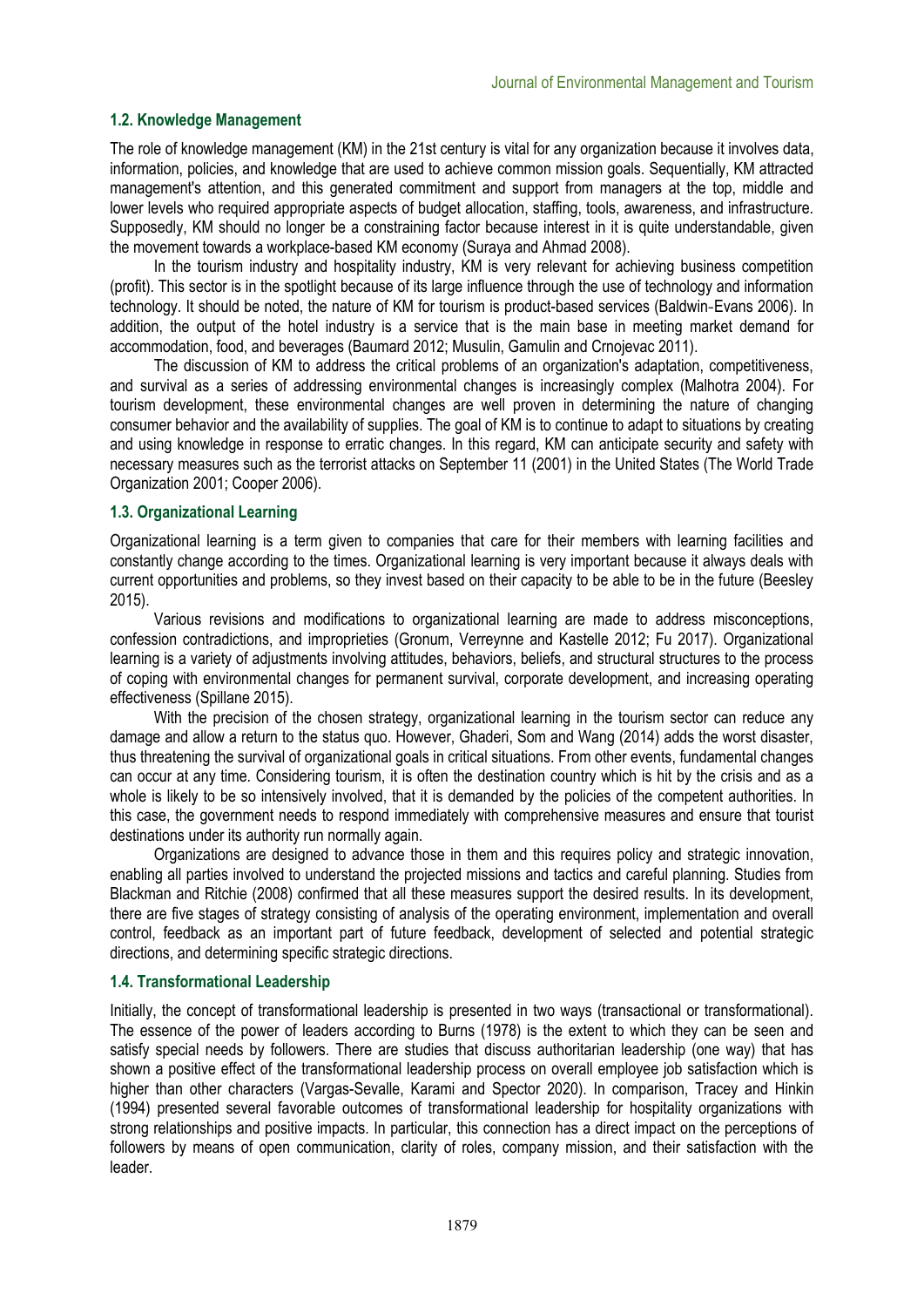### 1.2. Knowledge Management

The role of knowledge management (KM) in the 21st century is vital for any organization because it involves data, information, policies, and knowledge that are used to achieve common mission goals. Sequentially, KM attracted management's attention, and this generated commitment and support from managers at the top, middle and lower levels who required appropriate aspects of budget allocation, staffing, tools, awareness, and infrastructure. Supposedly, KM should no longer be a constraining factor because interest in it is quite understandable, given the movement towards a workplace-based KM economy (Suraya and Ahmad 2008).

In the tourism industry and hospitality industry, KM is very relevant for achieving business competition (profit). This sector is in the spotlight because of its large influence through the use of technology and information technology. It should be noted, the nature of KM for tourism is product-based services (Baldwin-Evans 2006). In addition, the output of the hotel industry is a service that is the main base in meeting market demand for accommodation, food, and beverages (Baumard 2012; Musulin, Gamulin and Crnojevac 2011).

The discussion of KM to address the critical problems of an organization's adaptation, competitiveness, and survival as a series of addressing environmental changes is increasingly complex (Malhotra 2004). For tourism development, these environmental changes are well proven in determining the nature of changing consumer behavior and the availability of supplies. The goal of KM is to continue to adapt to situations by creating and using knowledge in response to erratic changes. In this regard, KM can anticipate security and safety with necessary measures such as the terrorist attacks on September 11 (2001) in the United States (The World Trade Organization 2001; Cooper 2006).

### 1.3. Organizational Learning

Organizational learning is a term given to companies that care for their members with learning facilities and constantly change according to the times. Organizational learning is very important because it always deals with current opportunities and problems, so they invest based on their capacity to be able to be in the future (Beesley 2015).

Various revisions and modifications to organizational learning are made to address misconceptions, confession contradictions, and improprieties (Gronum, Verreynne and Kastelle 2012; Fu 2017). Organizational learning is a variety of adjustments involving attitudes, behaviors, beliefs, and structural structures to the process of coping with environmental changes for permanent survival, corporate development, and increasing operating effectiveness (Spillane 2015).

With the precision of the chosen strategy, organizational learning in the tourism sector can reduce any damage and allow a return to the status quo. However, Ghaderi, Som and Wang (2014) adds the worst disaster, thus threatening the survival of organizational goals in critical situations. From other events, fundamental changes can occur at any time. Considering tourism, it is often the destination country which is hit by the crisis and as a whole is likely to be so intensively involved, that it is demanded by the policies of the competent authorities. In this case, the government needs to respond immediately with comprehensive measures and ensure that tourist destinations under its authority run normally again.

Organizations are designed to advance those in them and this requires policy and strategic innovation, enabling all parties involved to understand the projected missions and tactics and careful planning. Studies from Blackman and Ritchie (2008) confirmed that all these measures support the desired results. In its development, there are five stages of strategy consisting of analysis of the operating environment, implementation and overall control, feedback as an important part of future feedback, development of selected and potential strategic directions, and determining specific strategic directions.

### 1.4. Transformational Leadership

Initially, the concept of transformational leadership is presented in two ways (transactional or transformational). The essence of the power of leaders according to Burns (1978) is the extent to which they can be seen and satisfy special needs by followers. There are studies that discuss authoritarian leadership (one way) that has shown a positive effect of the transformational leadership process on overall employee job satisfaction which is higher than other characters (Vargas-Sevalle, Karami and Spector 2020). In comparison, Tracey and Hinkin (1994) presented several favorable outcomes of transformational leadership for hospitality organizations with strong relationships and positive impacts. In particular, this connection has a direct impact on the perceptions of followers by means of open communication, clarity of roles, company mission, and their satisfaction with the leader.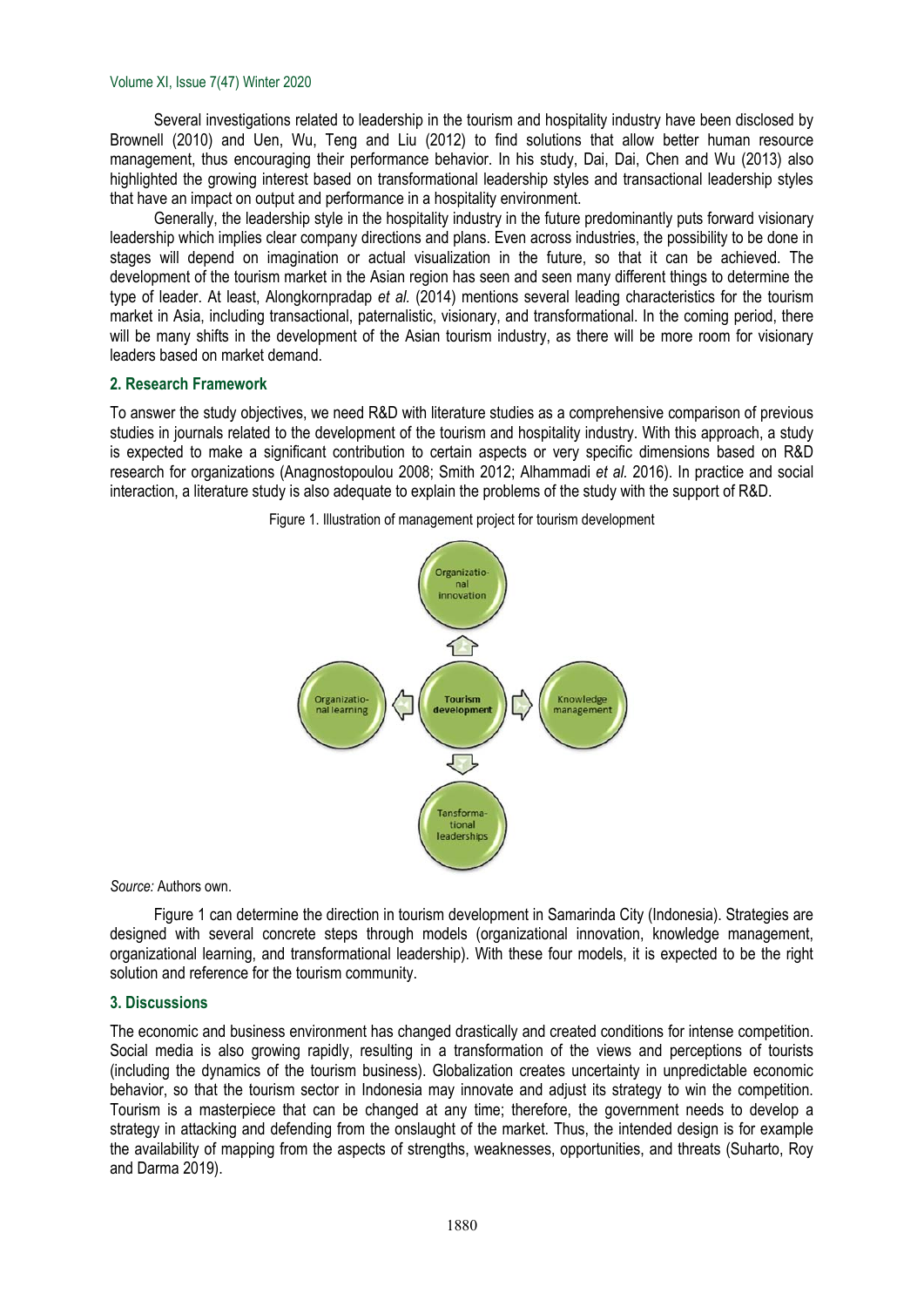Several investigations related to leadership in the tourism and hospitality industry have been disclosed by Brownell (2010) and Uen, Wu, Teng and Liu (2012) to find solutions that allow better human resource management, thus encouraging their performance behavior. In his study, Dai, Dai, Chen and Wu (2013) also highlighted the growing interest based on transformational leadership styles and transactional leadership styles that have an impact on output and performance in a hospitality environment.

Generally, the leadership style in the hospitality industry in the future predominantly puts forward visionary leadership which implies clear company directions and plans. Even across industries, the possibility to be done in stages will depend on imagination or actual visualization in the future, so that it can be achieved. The development of the tourism market in the Asian region has seen and seen many different things to determine the type of leader. At least, Alongkornpradap *et al.* (2014) mentions several leading characteristics for the tourism market in Asia, including transactional, paternalistic, visionary, and transformational. In the coming period, there will be many shifts in the development of the Asian tourism industry, as there will be more room for visionary leaders based on market demand.

## 2. Research Framework

To answer the study objectives, we need R&D with literature studies as a comprehensive comparison of previous studies in journals related to the development of the tourism and hospitality industry. With this approach, a study is expected to make a significant contribution to certain aspects or very specific dimensions based on R&D research for organizations (Anagnostopoulou 2008; Smith 2012; Alhammadi *et al.* 2016). In practice and social interaction, a literature study is also adequate to explain the problems of the study with the support of R&D.

Figure 1. Illustration of management project for tourism development

Organizational innovation

Organizational learning

Tourism development

Knowledge management

Tansformational leaderships

*Source:* Authors own.

Figure 1 can determine the direction in tourism development in Samarinda City (Indonesia). Strategies are designed with several concrete steps through models (organizational innovation, knowledge management, organizational learning, and transformational leadership). With these four models, it is expected to be the right solution and reference for the tourism community.

## 3. Discussions

The economic and business environment has changed drastically and created conditions for intense competition. Social media is also growing rapidly, resulting in a transformation of the views and perceptions of tourists (including the dynamics of the tourism business). Globalization creates uncertainty in unpredictable economic behavior, so that the tourism sector in Indonesia may innovate and adjust its strategy to win the competition. Tourism is a masterpiece that can be changed at any time; therefore, the government needs to develop a strategy in attacking and defending from the onslaught of the market. Thus, the intended design is for example the availability of mapping from the aspects of strengths, weaknesses, opportunities, and threats (Suharto, Roy and Darma 2019).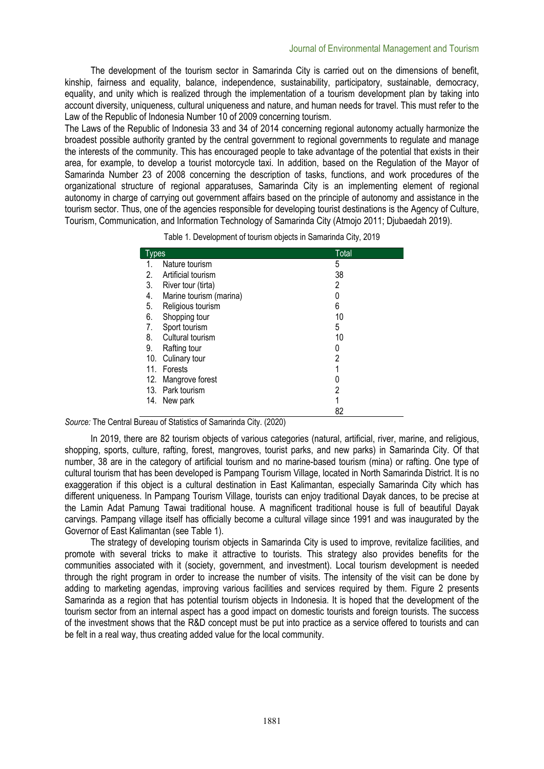The development of the tourism sector in Samarinda City is carried out on the dimensions of benefit, kinship, fairness and equality, balance, independence, sustainability, participatory, sustainable, democracy, equality, and unity which is realized through the implementation of a tourism development plan by taking into account diversity, uniqueness, cultural uniqueness and nature, and human needs for travel. This must refer to the Law of the Republic of Indonesia Number 10 of 2009 concerning tourism.

The Laws of the Republic of Indonesia 33 and 34 of 2014 concerning regional autonomy actually harmonize the broadest possible authority granted by the central government to regional governments to regulate and manage the interests of the community. This has encouraged people to take advantage of the potential that exists in their area, for example, to develop a tourist motorcycle taxi. In addition, based on the Regulation of the Mayor of Samarinda Number 23 of 2008 concerning the description of tasks, functions, and work procedures of the organizational structure of regional apparatuses, Samarinda City is an implementing element of regional autonomy in charge of carrying out government affairs based on the principle of autonomy and assistance in the tourism sector. Thus, one of the agencies responsible for developing tourist destinations is the Agency of Culture, Tourism, Communication, and Information Technology of Samarinda City (Atmojo 2011; Djubaedah 2019).

Table 1. Development of tourism objects in Samarinda City, 2019

| Types | Total |
|---|---|
| 1. Nature tourism | 5 |
| 2. Artificial tourism | 38 |
| 3. River tour (tirta) | 2 |
| 4. Marine tourism (marina) | 0 |
| 5. Religious tourism | 6 |
| 6. Shopping tour | 10 |
| 7. Sport tourism | 5 |
| 8. Cultural tourism | 10 |
| 9. Rafting tour | 0 |
| 10. Culinary tour | 2 |
| 11. Forests | 1 |
| 12. Mangrove forest | 0 |
| 13. Park tourism | 2 |
| 14. New park | 1 |
| | 82 |

*Source:* The Central Bureau of Statistics of Samarinda City. (2020)

In 2019, there are 82 tourism objects of various categories (natural, artificial, river, marine, and religious, shopping, sports, culture, rafting, forest, mangroves, tourist parks, and new parks) in Samarinda City. Of that number, 38 are in the category of artificial tourism and no marine-based tourism (mina) or rafting. One type of cultural tourism that has been developed is Pampang Tourism Village, located in North Samarinda District. It is no exaggeration if this object is a cultural destination in East Kalimantan, especially Samarinda City which has different uniqueness. In Pampang Tourism Village, tourists can enjoy traditional Dayak dances, to be precise at the Lamin Adat Pamung Tawai traditional house. A magnificent traditional house is full of beautiful Dayak carvings. Pampang village itself has officially become a cultural village since 1991 and was inaugurated by the Governor of East Kalimantan (see Table 1).

The strategy of developing tourism objects in Samarinda City is used to improve, revitalize facilities, and promote with several tricks to make it attractive to tourists. This strategy also provides benefits for the communities associated with it (society, government, and investment). Local tourism development is needed through the right program in order to increase the number of visits. The intensity of the visit can be done by adding to marketing agendas, improving various facilities and services required by them. Figure 2 presents Samarinda as a region that has potential tourism objects in Indonesia. It is hoped that the development of the tourism sector from an internal aspect has a good impact on domestic tourists and foreign tourists. The success of the investment shows that the R&D concept must be put into practice as a service offered to tourists and can be felt in a real way, thus creating added value for the local community.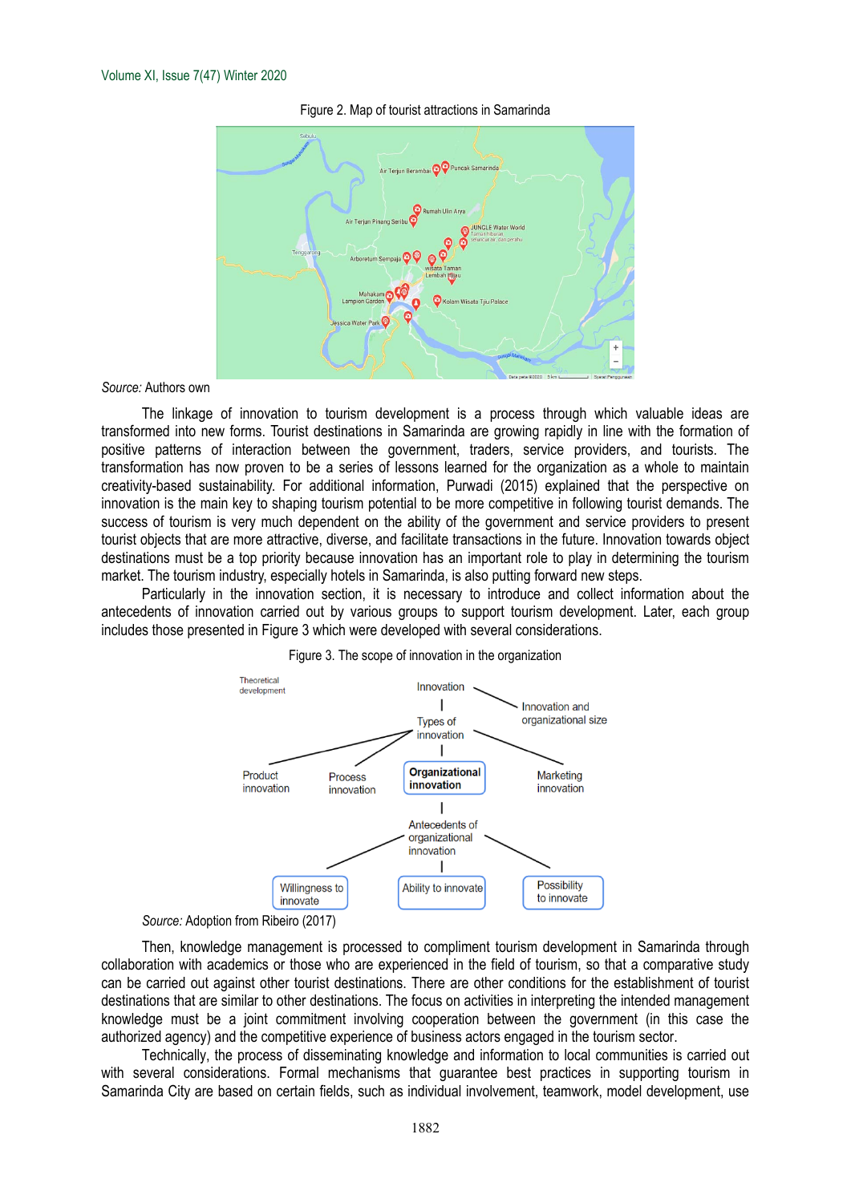Figure 2. Map of tourist attractions in Samarinda

*Source:* Authors own

The linkage of innovation to tourism development is a process through which valuable ideas are transformed into new forms. Tourist destinations in Samarinda are growing rapidly in line with the formation of positive patterns of interaction between the government, traders, service providers, and tourists. The transformation has now proven to be a series of lessons learned for the organization as a whole to maintain creativity-based sustainability. For additional information, Purwadi (2015) explained that the perspective on innovation is the main key to shaping tourism potential to be more competitive in following tourist demands. The success of tourism is very much dependent on the ability of the government and service providers to present tourist objects that are more attractive, diverse, and facilitate transactions in the future. Innovation towards object destinations must be a top priority because innovation has an important role to play in determining the tourism market. The tourism industry, especially hotels in Samarinda, is also putting forward new steps.

Particularly in the innovation section, it is necessary to introduce and collect information about the antecedents of innovation carried out by various groups to support tourism development. Later, each group includes those presented in Figure 3 which were developed with several considerations.

Figure 3. The scope of innovation in the organization

*Source:* Adoption from Ribeiro (2017)

Then, knowledge management is processed to compliment tourism development in Samarinda through collaboration with academics or those who are experienced in the field of tourism, so that a comparative study can be carried out against other tourist destinations. There are other conditions for the establishment of tourist destinations that are similar to other destinations. The focus on activities in interpreting the intended management knowledge must be a joint commitment involving cooperation between the government (in this case the authorized agency) and the competitive experience of business actors engaged in the tourism sector.

Technically, the process of disseminating knowledge and information to local communities is carried out with several considerations. Formal mechanisms that guarantee best practices in supporting tourism in Samarinda City are based on certain fields, such as individual involvement, teamwork, model development, use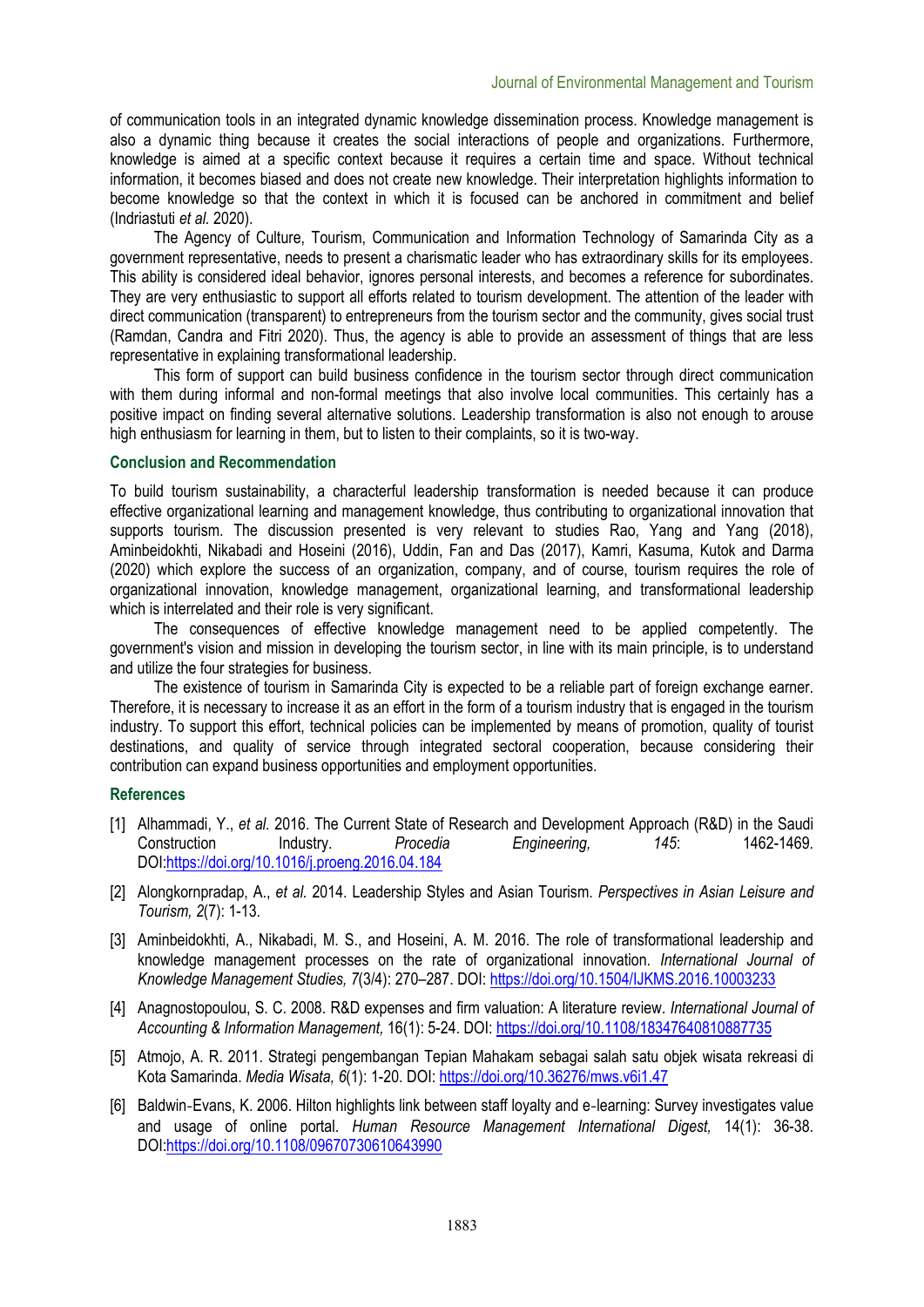of communication tools in an integrated dynamic knowledge dissemination process. Knowledge management is also a dynamic thing because it creates the social interactions of people and organizations. Furthermore, knowledge is aimed at a specific context because it requires a certain time and space. Without technical information, it becomes biased and does not create new knowledge. Their interpretation highlights information to become knowledge so that the context in which it is focused can be anchored in commitment and belief (Indriastuti *et al.* 2020).

The Agency of Culture, Tourism, Communication and Information Technology of Samarinda City as a government representative, needs to present a charismatic leader who has extraordinary skills for its employees. This ability is considered ideal behavior, ignores personal interests, and becomes a reference for subordinates. They are very enthusiastic to support all efforts related to tourism development. The attention of the leader with direct communication (transparent) to entrepreneurs from the tourism sector and the community, gives social trust (Ramdan, Candra and Fitri 2020). Thus, the agency is able to provide an assessment of things that are less representative in explaining transformational leadership.

This form of support can build business confidence in the tourism sector through direct communication with them during informal and non-formal meetings that also involve local communities. This certainly has a positive impact on finding several alternative solutions. Leadership transformation is also not enough to arouse high enthusiasm for learning in them, but to listen to their complaints, so it is two-way.

## Conclusion and Recommendation

To build tourism sustainability, a characterful leadership transformation is needed because it can produce effective organizational learning and management knowledge, thus contributing to organizational innovation that supports tourism. The discussion presented is very relevant to studies Rao, Yang and Yang (2018), Aminbeidokhti, Nikabadi and Hoseini (2016), Uddin, Fan and Das (2017), Kamri, Kasuma, Kutok and Darma (2020) which explore the success of an organization, company, and of course, tourism requires the role of organizational innovation, knowledge management, organizational learning, and transformational leadership which is interrelated and their role is very significant.

The consequences of effective knowledge management need to be applied competently. The government's vision and mission in developing the tourism sector, in line with its main principle, is to understand and utilize the four strategies for business.

The existence of tourism in Samarinda City is expected to be a reliable part of foreign exchange earner. Therefore, it is necessary to increase it as an effort in the form of a tourism industry that is engaged in the tourism industry. To support this effort, technical policies can be implemented by means of promotion, quality of tourist destinations, and quality of service through integrated sectoral cooperation, because considering their contribution can expand business opportunities and employment opportunities.

## References

[1] Alhammadi, Y., *et al.* 2016. The Current State of Research and Development Approach (R&D) in the Saudi Construction Industry. *Procedia Engineering, 145*: 1462-1469. DOI:https://doi.org/10.1016/j.proeng.2016.04.184

[2] Alongkornpradap, A., *et al.* 2014. Leadership Styles and Asian Tourism. *Perspectives in Asian Leisure and Tourism, 2*(7): 1-13.

[3] Aminbeidokhti, A., Nikabadi, M. S., and Hoseini, A. M. 2016. The role of transformational leadership and knowledge management processes on the rate of organizational innovation. *International Journal of Knowledge Management Studies, 7*(3/4): 270–287. DOI: https://doi.org/10.1504/IJKMS.2016.10003233

[4] Anagnostopoulou, S. C. 2008. R&D expenses and firm valuation: A literature review. *International Journal of Accounting & Information Management,* 16(1): 5-24. DOI: https://doi.org/10.1108/18347640810887735

[5] Atmojo, A. R. 2011. Strategi pengembangan Tepian Mahakam sebagai salah satu objek wisata rekreasi di Kota Samarinda. *Media Wisata, 6*(1): 1-20. DOI: https://doi.org/10.36276/mws.v6i1.47

[6] Baldwin-Evans, K. 2006. Hilton highlights link between staff loyalty and e-learning: Survey investigates value and usage of online portal. *Human Resource Management International Digest,* 14(1): 36-38. DOI:https://doi.org/10.1108/09670730610643990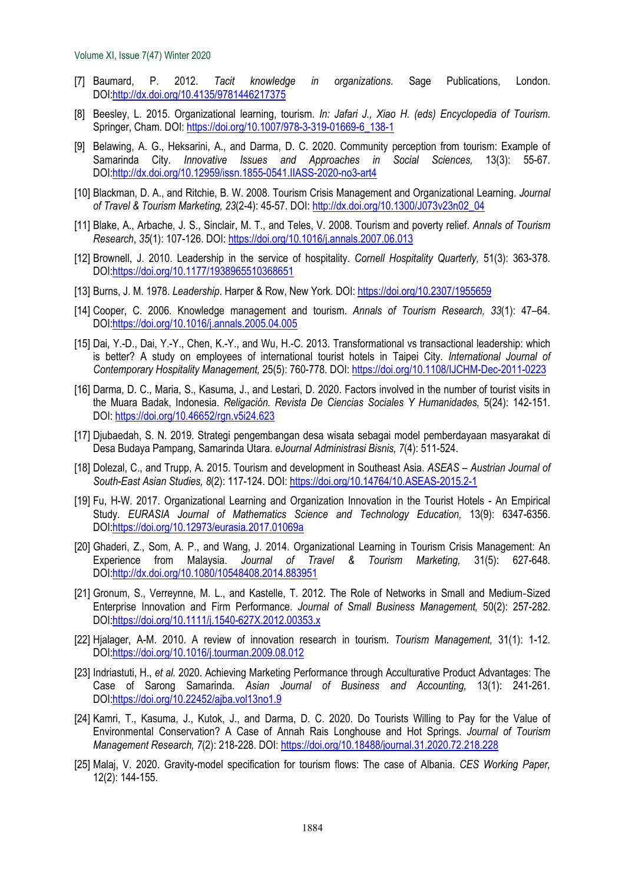[7] Baumard, P. 2012. *Tacit knowledge in organizations*. Sage Publications, London. DOI:http://dx.doi.org/10.4135/9781446217375

[8] Beesley, L. 2015. Organizational learning, tourism. *In: Jafari J., Xiao H. (eds) Encyclopedia of Tourism*. Springer, Cham. DOI: https://doi.org/10.1007/978-3-319-01669-6_138-1

[9] Belawing, A. G., Heksarini, A., and Darma, D. C. 2020. Community perception from tourism: Example of Samarinda City. *Innovative Issues and Approaches in Social Sciences,* 13(3): 55-67. DOI:http://dx.doi.org/10.12959/issn.1855-0541.IIASS-2020-no3-art4

[10] Blackman, D. A., and Ritchie, B. W. 2008. Tourism Crisis Management and Organizational Learning. *Journal of Travel & Tourism Marketing, 23*(2-4): 45-57. DOI: http://dx.doi.org/10.1300/J073v23n02_04

[11] Blake, A., Arbache, J. S., Sinclair, M. T., and Teles, V. 2008. Tourism and poverty relief. *Annals of Tourism Research*, *35*(1): 107-126. DOI: https://doi.org/10.1016/j.annals.2007.06.013

[12] Brownell, J. 2010. Leadership in the service of hospitality. *Cornell Hospitality Quarterly,* 51(3): 363-378. DOI:https://doi.org/10.1177/1938965510368651

[13] Burns, J. M. 1978. *Leadership*. Harper & Row, New York. DOI: https://doi.org/10.2307/1955659

[14] Cooper, C. 2006. Knowledge management and tourism. *Annals of Tourism Research, 33*(1): 47–64. DOI:https://doi.org/10.1016/j.annals.2005.04.005

[15] Dai, Y.-D., Dai, Y.-Y., Chen, K.-Y., and Wu, H.-C. 2013. Transformational vs transactional leadership: which is better? A study on employees of international tourist hotels in Taipei City. *International Journal of Contemporary Hospitality Management,* 25(5): 760-778. DOI: https://doi.org/10.1108/IJCHM-Dec-2011-0223

[16] Darma, D. C., Maria, S., Kasuma, J., and Lestari, D. 2020. Factors involved in the number of tourist visits in the Muara Badak, Indonesia. *Religación. Revista De Ciencias Sociales Y Humanidades,* 5(24): 142-151. DOI: https://doi.org/10.46652/rgn.v5i24.623

[17] Djubaedah, S. N. 2019. Strategi pengembangan desa wisata sebagai model pemberdayaan masyarakat di Desa Budaya Pampang, Samarinda Utara. *eJournal Administrasi Bisnis, 7*(4): 511-524.

[18] Dolezal, C., and Trupp, A. 2015. Tourism and development in Southeast Asia. *ASEAS – Austrian Journal of South-East Asian Studies, 8*(2): 117-124. DOI: https://doi.org/10.14764/10.ASEAS-2015.2-1

[19] Fu, H-W. 2017. Organizational Learning and Organization Innovation in the Tourist Hotels - An Empirical Study. *EURASIA Journal of Mathematics Science and Technology Education,* 13(9): 6347-6356. DOI:https://doi.org/10.12973/eurasia.2017.01069a

[20] Ghaderi, Z., Som, A. P., and Wang, J. 2014. Organizational Learning in Tourism Crisis Management: An Experience from Malaysia. *Journal of Travel & Tourism Marketing,* 31(5): 627-648. DOI:http://dx.doi.org/10.1080/10548408.2014.883951

[21] Gronum, S., Verreynne, M. L., and Kastelle, T. 2012. The Role of Networks in Small and Medium-Sized Enterprise Innovation and Firm Performance. *Journal of Small Business Management,* 50(2): 257-282. DOI:https://doi.org/10.1111/j.1540-627X.2012.00353.x

[22] Hjalager, A-M. 2010. A review of innovation research in tourism. *Tourism Management,* 31(1): 1-12. DOI:https://doi.org/10.1016/j.tourman.2009.08.012

[23] Indriastuti, H., *et al.* 2020. Achieving Marketing Performance through Acculturative Product Advantages: The Case of Sarong Samarinda. *Asian Journal of Business and Accounting,* 13(1): 241-261. DOI:https://doi.org/10.22452/ajba.vol13no1.9

[24] Kamri, T., Kasuma, J., Kutok, J., and Darma, D. C. 2020. Do Tourists Willing to Pay for the Value of Environmental Conservation? A Case of Annah Rais Longhouse and Hot Springs. *Journal of Tourism Management Research, 7*(2): 218-228. DOI: https://doi.org/10.18488/journal.31.2020.72.218.228

[25] Malaj, V. 2020. Gravity-model specification for tourism flows: The case of Albania. *CES Working Paper,* 12(2): 144-155.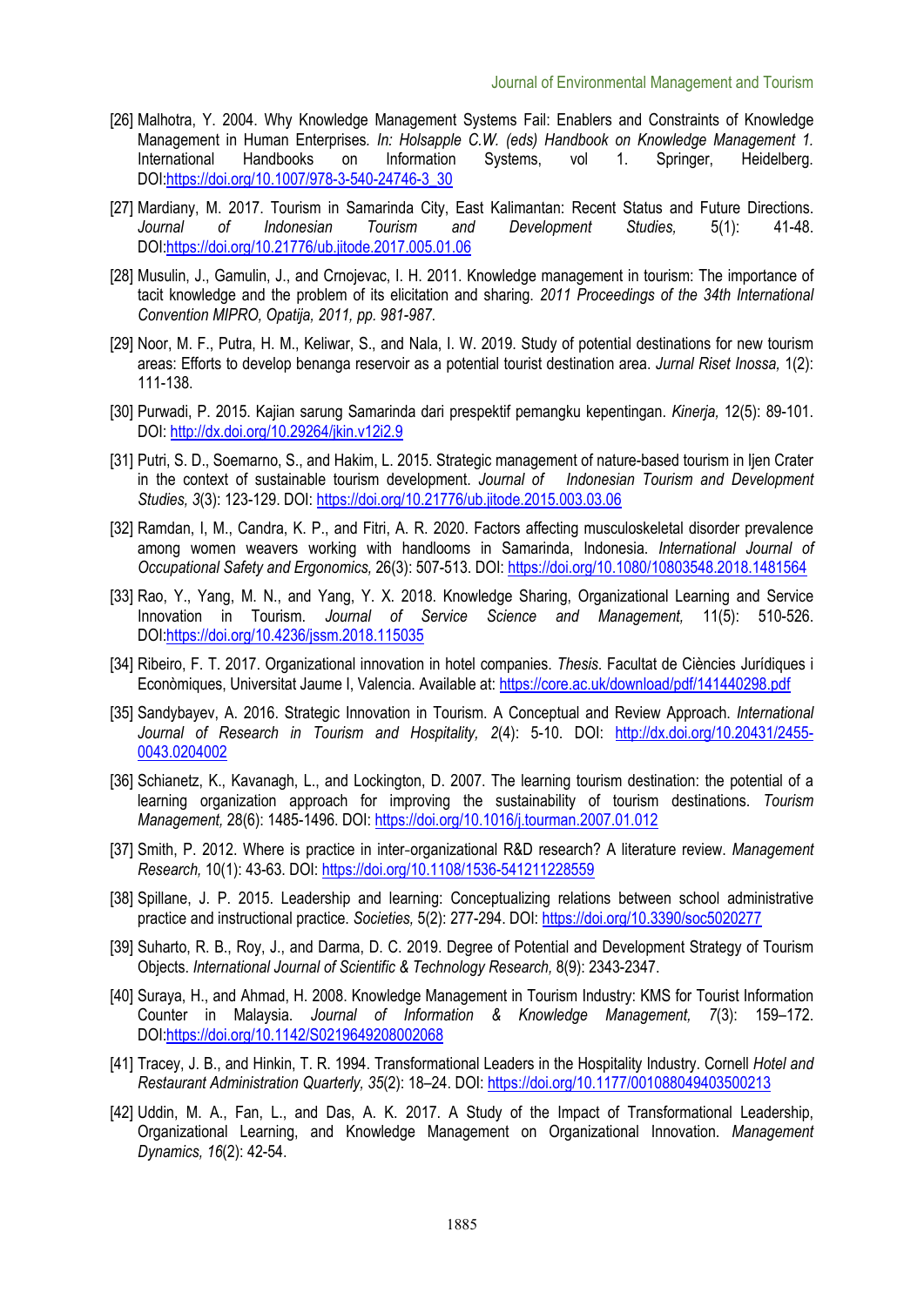[26] Malhotra, Y. 2004. Why Knowledge Management Systems Fail: Enablers and Constraints of Knowledge Management in Human Enterprises. *In: Holsapple C.W. (eds) Handbook on Knowledge Management 1.* International Handbooks on Information Systems, vol 1. Springer, Heidelberg. DOI:https://doi.org/10.1007/978-3-540-24746-3_30

[27] Mardiany, M. 2017. Tourism in Samarinda City, East Kalimantan: Recent Status and Future Directions. *Journal of Indonesian Tourism and Development Studies,* 5(1): 41-48. DOI:https://doi.org/10.21776/ub.jitode.2017.005.01.06

[28] Musulin, J., Gamulin, J., and Crnojevac, I. H. 2011. Knowledge management in tourism: The importance of tacit knowledge and the problem of its elicitation and sharing. *2011 Proceedings of the 34th International Convention MIPRO, Opatija, 2011, pp. 981-987.*

[29] Noor, M. F., Putra, H. M., Keliwar, S., and Nala, I. W. 2019. Study of potential destinations for new tourism areas: Efforts to develop benanga reservoir as a potential tourist destination area. *Jurnal Riset Inossa,* 1(2): 111-138.

[30] Purwadi, P. 2015. Kajian sarung Samarinda dari prespektif pemangku kepentingan. *Kinerja,* 12(5): 89-101. DOI: http://dx.doi.org/10.29264/jkin.v12i2.9

[31] Putri, S. D., Soemarno, S., and Hakim, L. 2015. Strategic management of nature-based tourism in Ijen Crater in the context of sustainable tourism development. *Journal of Indonesian Tourism and Development Studies, 3*(3): 123-129. DOI: https://doi.org/10.21776/ub.jitode.2015.003.03.06

[32] Ramdan, I, M., Candra, K. P., and Fitri, A. R. 2020. Factors affecting musculoskeletal disorder prevalence among women weavers working with handlooms in Samarinda, Indonesia. *International Journal of Occupational Safety and Ergonomics,* 26(3): 507-513. DOI: https://doi.org/10.1080/10803548.2018.1481564

[33] Rao, Y., Yang, M. N., and Yang, Y. X. 2018. Knowledge Sharing, Organizational Learning and Service Innovation in Tourism. *Journal of Service Science and Management,* 11(5): 510-526. DOI:https://doi.org/10.4236/jssm.2018.115035

[34] Ribeiro, F. T. 2017. Organizational innovation in hotel companies. *Thesis.* Facultat de Ciències Jurídiques i Econòmiques, Universitat Jaume I, Valencia. Available at: https://core.ac.uk/download/pdf/141440298.pdf

[35] Sandybayev, A. 2016. Strategic Innovation in Tourism. A Conceptual and Review Approach. *International Journal of Research in Tourism and Hospitality, 2*(4): 5-10. DOI: http://dx.doi.org/10.20431/2455-0043.0204002

[36] Schianetz, K., Kavanagh, L., and Lockington, D. 2007. The learning tourism destination: the potential of a learning organization approach for improving the sustainability of tourism destinations. *Tourism Management,* 28(6): 1485-1496. DOI: https://doi.org/10.1016/j.tourman.2007.01.012

[37] Smith, P. 2012. Where is practice in inter-organizational R&D research? A literature review. *Management Research,* 10(1): 43-63. DOI: https://doi.org/10.1108/1536-541211228559

[38] Spillane, J. P. 2015. Leadership and learning: Conceptualizing relations between school administrative practice and instructional practice. *Societies,* 5(2): 277-294. DOI: https://doi.org/10.3390/soc5020277

[39] Suharto, R. B., Roy, J., and Darma, D. C. 2019. Degree of Potential and Development Strategy of Tourism Objects. *International Journal of Scientific & Technology Research,* 8(9): 2343-2347.

[40] Suraya, H., and Ahmad, H. 2008. Knowledge Management in Tourism Industry: KMS for Tourist Information Counter in Malaysia. *Journal of Information & Knowledge Management, 7*(3): 159–172. DOI:https://doi.org/10.1142/S0219649208002068

[41] Tracey, J. B., and Hinkin, T. R. 1994. Transformational Leaders in the Hospitality Industry. Cornell *Hotel and Restaurant Administration Quarterly, 35*(2): 18–24. DOI: https://doi.org/10.1177/001088049403500213

[42] Uddin, M. A., Fan, L., and Das, A. K. 2017. A Study of the Impact of Transformational Leadership, Organizational Learning, and Knowledge Management on Organizational Innovation. *Management Dynamics, 16*(2): 42-54.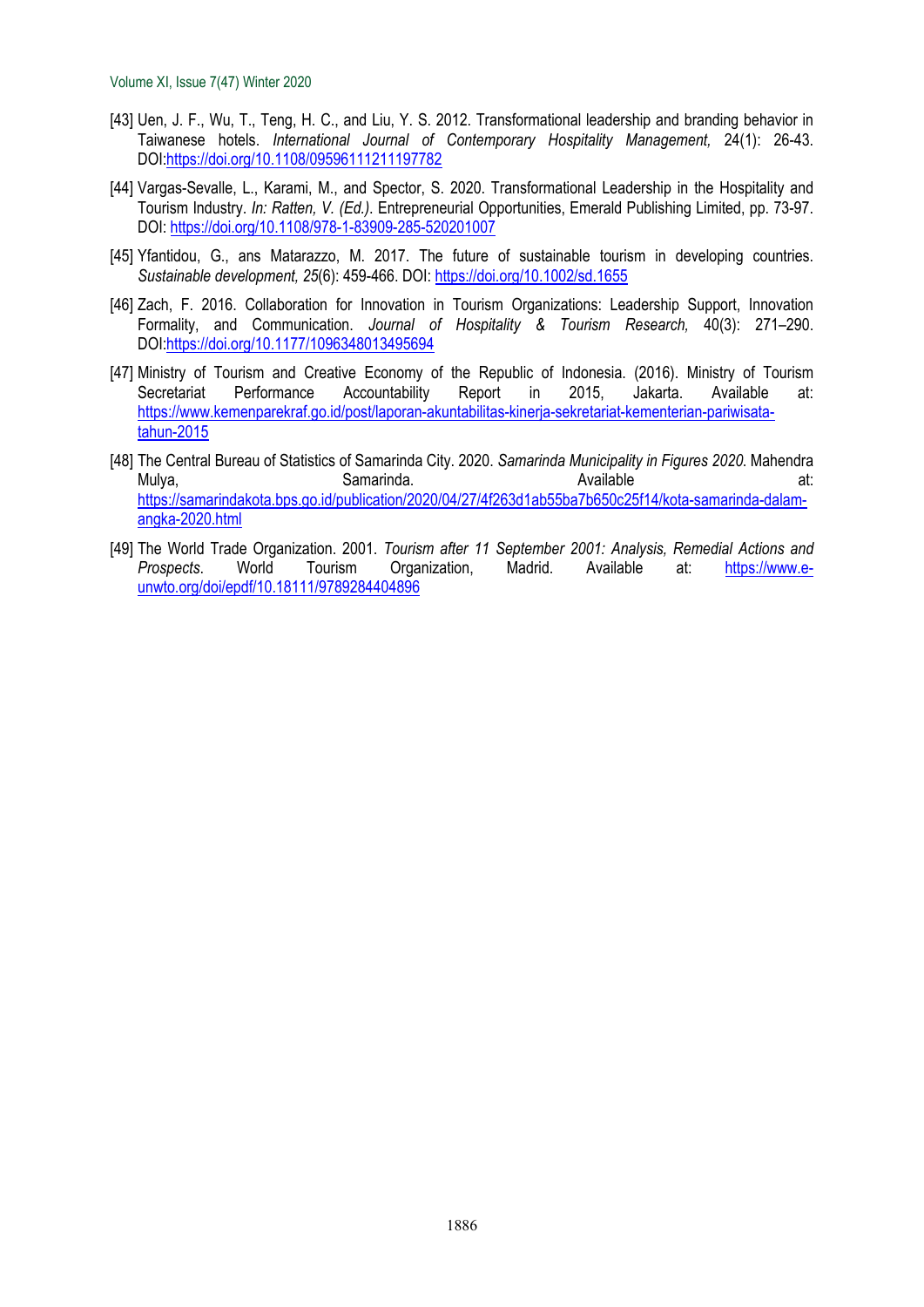[43] Uen, J. F., Wu, T., Teng, H. C., and Liu, Y. S. 2012. Transformational leadership and branding behavior in Taiwanese hotels. *International Journal of Contemporary Hospitality Management,* 24(1): 26-43. DOI:https://doi.org/10.1108/09596111211197782

[44] Vargas-Sevalle, L., Karami, M., and Spector, S. 2020. Transformational Leadership in the Hospitality and Tourism Industry. *In: Ratten, V. (Ed.).* Entrepreneurial Opportunities, Emerald Publishing Limited, pp. 73-97. DOI: https://doi.org/10.1108/978-1-83909-285-520201007

[45] Yfantidou, G., ans Matarazzo, M. 2017. The future of sustainable tourism in developing countries. *Sustainable development, 25*(6): 459-466. DOI: https://doi.org/10.1002/sd.1655

[46] Zach, F. 2016. Collaboration for Innovation in Tourism Organizations: Leadership Support, Innovation Formality, and Communication. *Journal of Hospitality & Tourism Research,* 40(3): 271–290. DOI:https://doi.org/10.1177/1096348013495694

[47] Ministry of Tourism and Creative Economy of the Republic of Indonesia. (2016). Ministry of Tourism Secretariat Performance Accountability Report in 2015, Jakarta. Available at: https://www.kemenparekraf.go.id/post/laporan-akuntabilitas-kinerja-sekretariat-kementerian-pariwisata-tahun-2015

[48] The Central Bureau of Statistics of Samarinda City. 2020. *Samarinda Municipality in Figures 2020.* Mahendra Mulya, Samarinda. Available at: https://samarindakota.bps.go.id/publication/2020/04/27/4f263d1ab55ba7b650c25f14/kota-samarinda-dalam-angka-2020.html

[49] The World Trade Organization. 2001. *Tourism after 11 September 2001: Analysis, Remedial Actions and Prospects*. World Tourism Organization, Madrid. Available at: https://www.e-unwto.org/doi/epdf/10.18111/9789284404896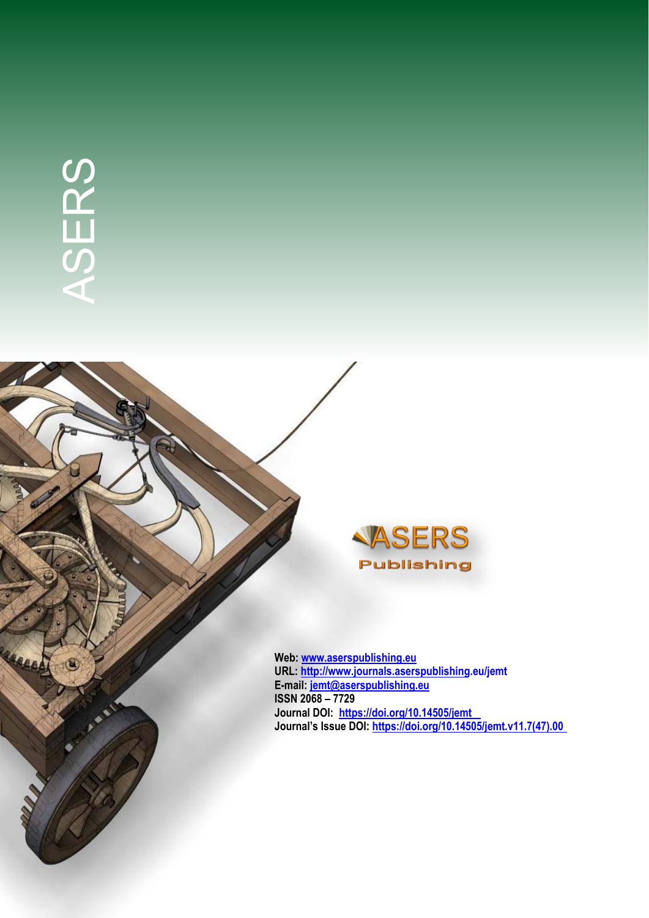ASERS

ASERS Publishing

**Web:** [www.aserspublishing.eu](http://www.aserspublishing.eu)
**URL:** [http://www.journals.aserspublishing.eu/jemt](http://www.journals.aserspublishing.eu/jemt)
**E-mail:** [jemt@aserspublishing.eu](mailto:jemt@aserspublishing.eu)
**ISSN 2068 – 7729**
**Journal DOI:** [https://doi.org/10.14505/jemt](https://doi.org/10.14505/jemt)
**Journal's Issue DOI:** [https://doi.org/10.14505/jemt.v11.7(47).00](https://doi.org/10.14505/jemt.v11.7(47).00)